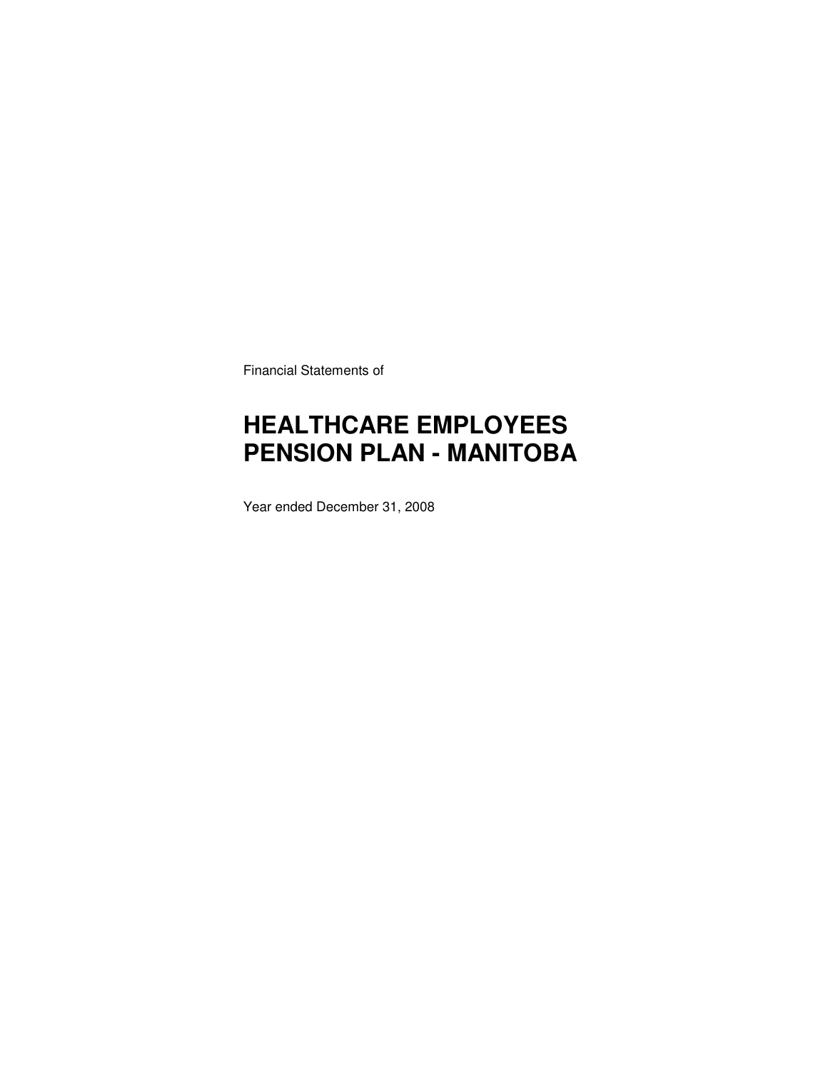Financial Statements of

# HEALTHCARE EMPLOYEES PENSION PLAN - MANITOBA

Year ended December 31, 2008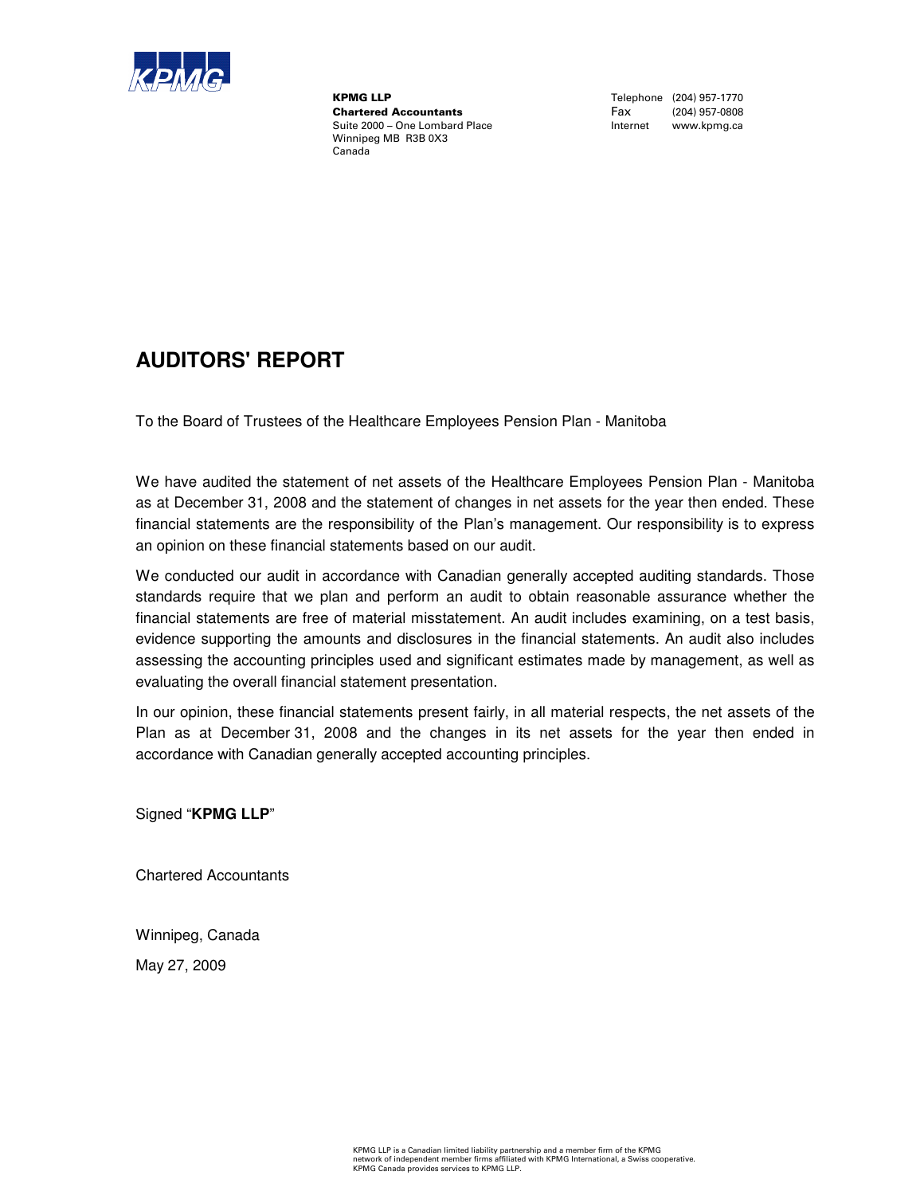**KPMG LLP**
**Chartered Accountants**
Suite 2000 – One Lombard Place
Winnipeg MB R3B 0X3
Canada

Telephone (204) 957-1770
Fax (204) 957-0808
Internet www.kpmg.ca

# AUDITORS' REPORT

To the Board of Trustees of the Healthcare Employees Pension Plan - Manitoba

We have audited the statement of net assets of the Healthcare Employees Pension Plan - Manitoba as at December 31, 2008 and the statement of changes in net assets for the year then ended. These financial statements are the responsibility of the Plan's management. Our responsibility is to express an opinion on these financial statements based on our audit.

We conducted our audit in accordance with Canadian generally accepted auditing standards. Those standards require that we plan and perform an audit to obtain reasonable assurance whether the financial statements are free of material misstatement. An audit includes examining, on a test basis, evidence supporting the amounts and disclosures in the financial statements. An audit also includes assessing the accounting principles used and significant estimates made by management, as well as evaluating the overall financial statement presentation.

In our opinion, these financial statements present fairly, in all material respects, the net assets of the Plan as at December 31, 2008 and the changes in its net assets for the year then ended in accordance with Canadian generally accepted accounting principles.

Signed "**KPMG LLP**"

Chartered Accountants

Winnipeg, Canada

May 27, 2009

KPMG LLP is a Canadian limited liability partnership and a member firm of the KPMG network of independent member firms affiliated with KPMG International, a Swiss cooperative. KPMG Canada provides services to KPMG LLP.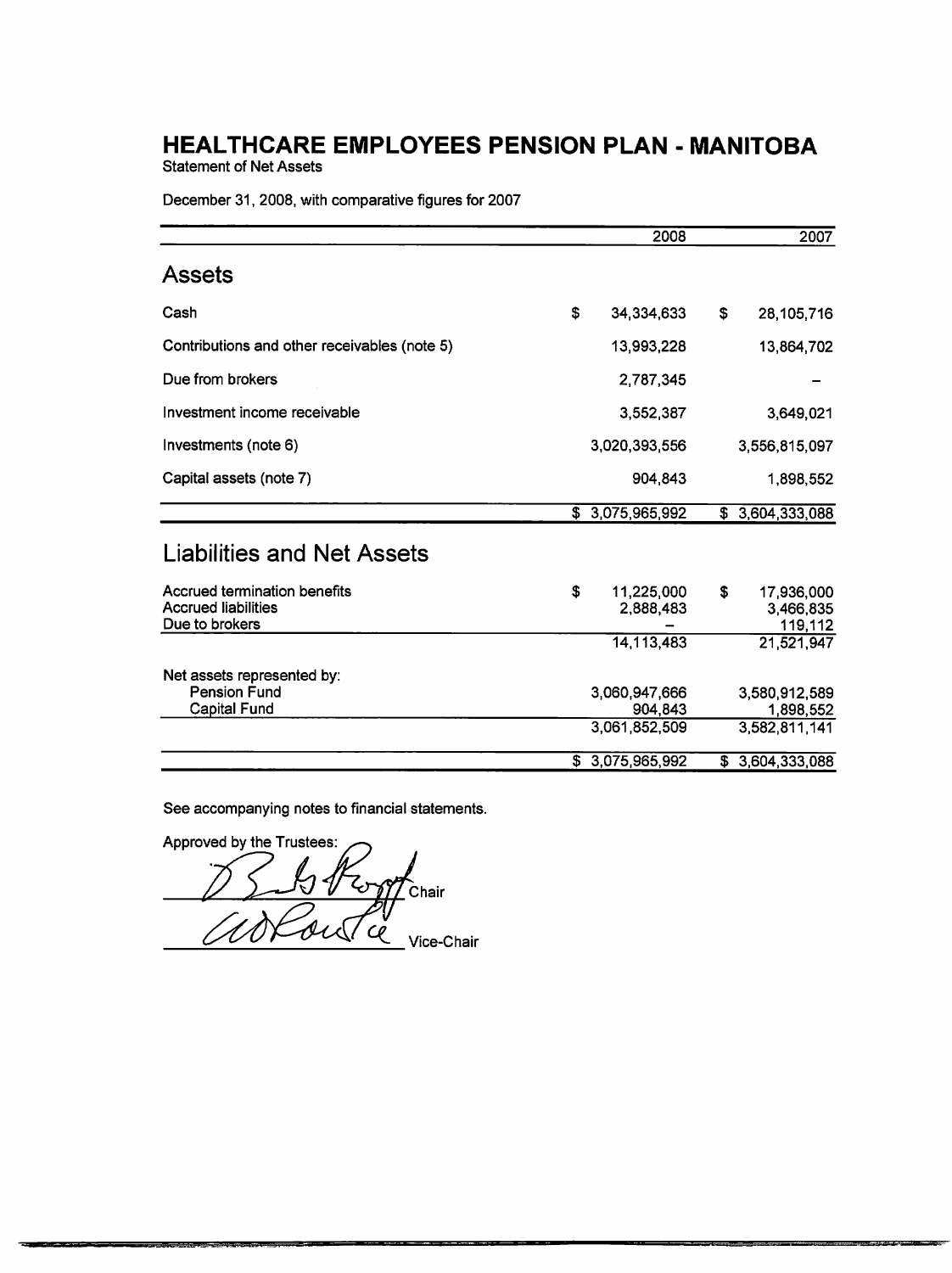# HEALTHCARE EMPLOYEES PENSION PLAN - MANITOBA

Statement of Net Assets

December 31, 2008, with comparative figures for 2007

| | 2008 | 2007 |
|---|---|---|
| **Assets** | | |
| Cash | $ 34,334,633 | $ 28,105,716 |
| Contributions and other receivables (note 5) | 13,993,228 | 13,864,702 |
| Due from brokers | 2,787,345 | – |
| Investment income receivable | 3,552,387 | 3,649,021 |
| Investments (note 6) | 3,020,393,556 | 3,556,815,097 |
| Capital assets (note 7) | 904,843 | 1,898,552 |
| | $ 3,075,965,992 | $ 3,604,333,088 |
| **Liabilities and Net Assets** | | |
| Accrued termination benefits | $ 11,225,000 | $ 17,936,000 |
| Accrued liabilities | 2,888,483 | 3,466,835 |
| Due to brokers | – | 119,112 |
| | 14,113,483 | 21,521,947 |
| Net assets represented by: | | |
| Pension Fund | 3,060,947,666 | 3,580,912,589 |
| Capital Fund | 904,843 | 1,898,552 |
| | 3,061,852,509 | 3,582,811,141 |
| | $ 3,075,965,992 | $ 3,604,333,088 |

See accompanying notes to financial statements.

Approved by the Trustees:

Chair

Vice-Chair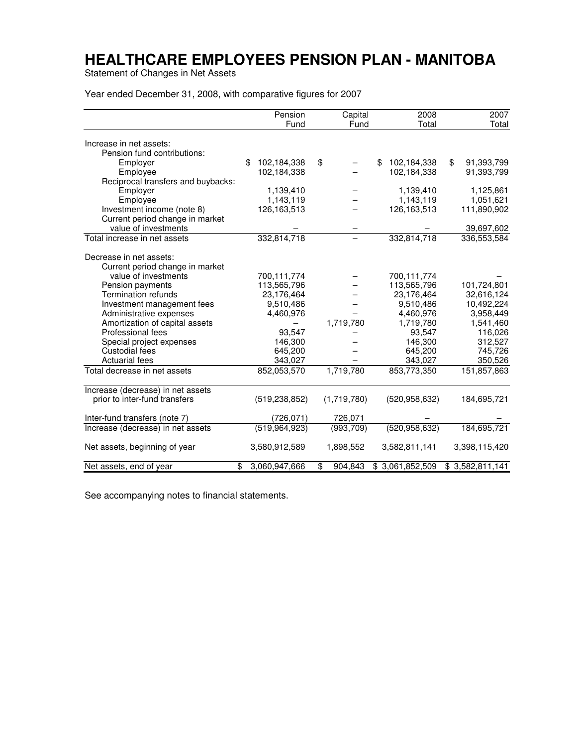# HEALTHCARE EMPLOYEES PENSION PLAN - MANITOBA

Statement of Changes in Net Assets

Year ended December 31, 2008, with comparative figures for 2007

| | Pension Fund | Capital Fund | 2008 Total | 2007 Total |
|---|---|---|---|---|
| Increase in net assets: | | | | |
| Pension fund contributions: | | | | |
| Employer | $ 102,184,338 | $ – | $ 102,184,338 | $ 91,393,799 |
| Employee | 102,184,338 | – | 102,184,338 | 91,393,799 |
| Reciprocal transfers and buybacks: | | | | |
| Employer | 1,139,410 | – | 1,139,410 | 1,125,861 |
| Employee | 1,143,119 | – | 1,143,119 | 1,051,621 |
| Investment income (note 8) | 126,163,513 | – | 126,163,513 | 111,890,902 |
| Current period change in market value of investments | – | – | – | 39,697,602 |
| Total increase in net assets | 332,814,718 | – | 332,814,718 | 336,553,584 |
| Decrease in net assets: | | | | |
| Current period change in market value of investments | 700,111,774 | – | 700,111,774 | – |
| Pension payments | 113,565,796 | – | 113,565,796 | 101,724,801 |
| Termination refunds | 23,176,464 | – | 23,176,464 | 32,616,124 |
| Investment management fees | 9,510,486 | – | 9,510,486 | 10,492,224 |
| Administrative expenses | 4,460,976 | – | 4,460,976 | 3,958,449 |
| Amortization of capital assets | – | 1,719,780 | 1,719,780 | 1,541,460 |
| Professional fees | 93,547 | – | 93,547 | 116,026 |
| Special project expenses | 146,300 | – | 146,300 | 312,527 |
| Custodial fees | 645,200 | – | 645,200 | 745,726 |
| Actuarial fees | 343,027 | – | 343,027 | 350,526 |
| Total decrease in net assets | 852,053,570 | 1,719,780 | 853,773,350 | 151,857,863 |
| Increase (decrease) in net assets prior to inter-fund transfers | (519,238,852) | (1,719,780) | (520,958,632) | 184,695,721 |
| Inter-fund transfers (note 7) | (726,071) | 726,071 | – | – |
| Increase (decrease) in net assets | (519,964,923) | (993,709) | (520,958,632) | 184,695,721 |
| Net assets, beginning of year | 3,580,912,589 | 1,898,552 | 3,582,811,141 | 3,398,115,420 |
| Net assets, end of year | $ 3,060,947,666 | $ 904,843 | $ 3,061,852,509 | $ 3,582,811,141 |

See accompanying notes to financial statements.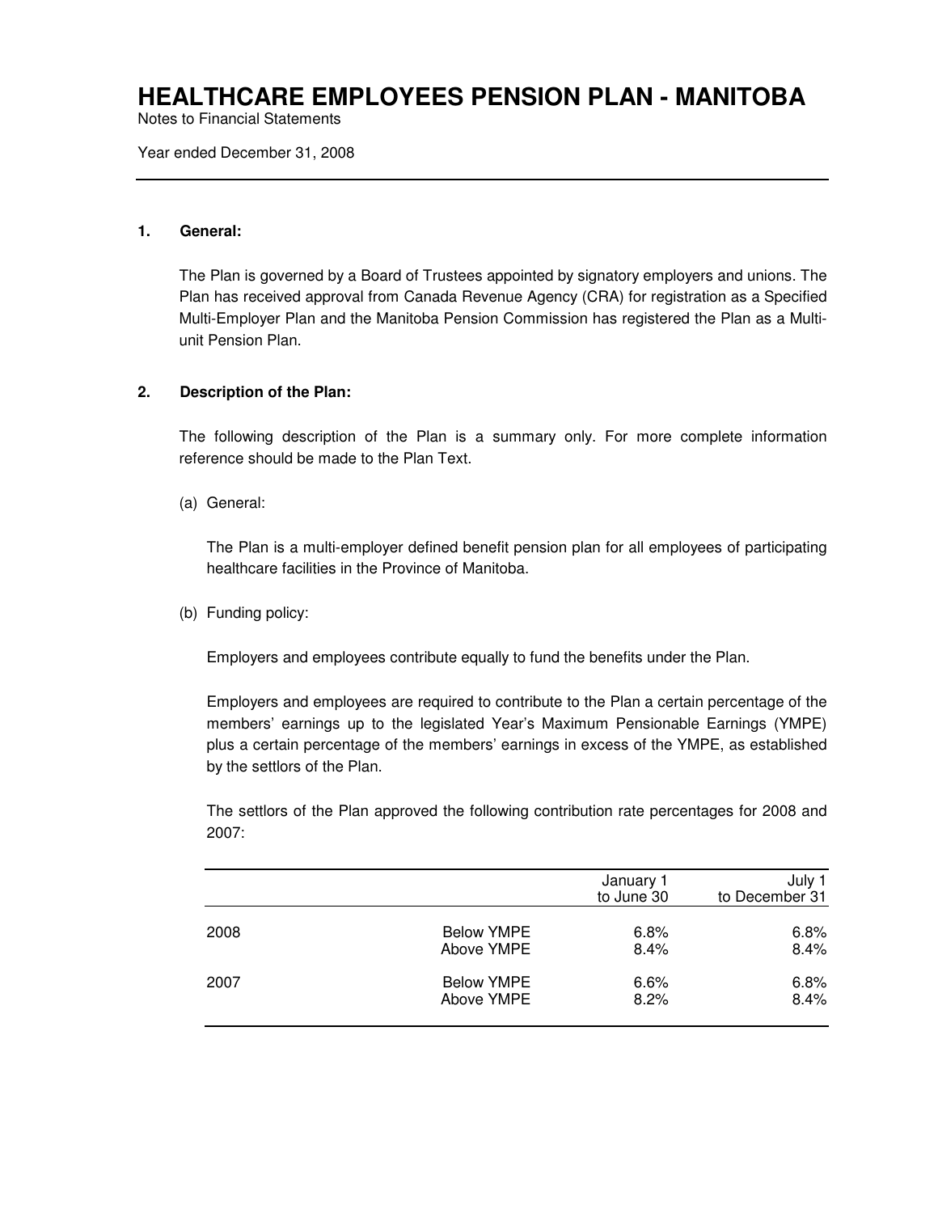# HEALTHCARE EMPLOYEES PENSION PLAN - MANITOBA

Notes to Financial Statements

Year ended December 31, 2008

**1. General:**

The Plan is governed by a Board of Trustees appointed by signatory employers and unions. The Plan has received approval from Canada Revenue Agency (CRA) for registration as a Specified Multi-Employer Plan and the Manitoba Pension Commission has registered the Plan as a Multi-unit Pension Plan.

**2. Description of the Plan:**

The following description of the Plan is a summary only. For more complete information reference should be made to the Plan Text.

(a) General:

The Plan is a multi-employer defined benefit pension plan for all employees of participating healthcare facilities in the Province of Manitoba.

(b) Funding policy:

Employers and employees contribute equally to fund the benefits under the Plan.

Employers and employees are required to contribute to the Plan a certain percentage of the members' earnings up to the legislated Year's Maximum Pensionable Earnings (YMPE) plus a certain percentage of the members' earnings in excess of the YMPE, as established by the settlors of the Plan.

The settlors of the Plan approved the following contribution rate percentages for 2008 and 2007:

| | | January 1 to June 30 | July 1 to December 31 |
|---|---|---|---|
| 2008 | Below YMPE | 6.8% | 6.8% |
| | Above YMPE | 8.4% | 8.4% |
| 2007 | Below YMPE | 6.6% | 6.8% |
| | Above YMPE | 8.2% | 8.4% |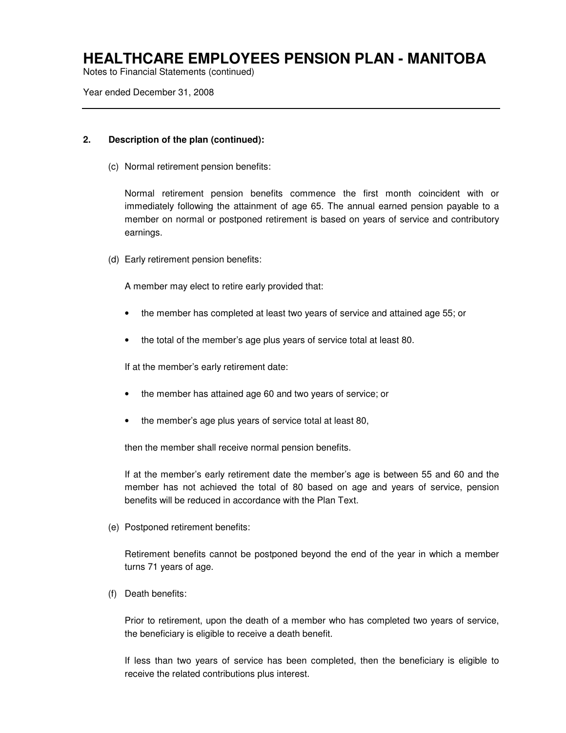**2. Description of the plan (continued):**

(c) Normal retirement pension benefits:

Normal retirement pension benefits commence the first month coincident with or immediately following the attainment of age 65. The annual earned pension payable to a member on normal or postponed retirement is based on years of service and contributory earnings.

(d) Early retirement pension benefits:

A member may elect to retire early provided that:

- the member has completed at least two years of service and attained age 55; or
- the total of the member's age plus years of service total at least 80.

If at the member's early retirement date:

- the member has attained age 60 and two years of service; or
- the member's age plus years of service total at least 80,

then the member shall receive normal pension benefits.

If at the member's early retirement date the member's age is between 55 and 60 and the member has not achieved the total of 80 based on age and years of service, pension benefits will be reduced in accordance with the Plan Text.

(e) Postponed retirement benefits:

Retirement benefits cannot be postponed beyond the end of the year in which a member turns 71 years of age.

(f) Death benefits:

Prior to retirement, upon the death of a member who has completed two years of service, the beneficiary is eligible to receive a death benefit.

If less than two years of service has been completed, then the beneficiary is eligible to receive the related contributions plus interest.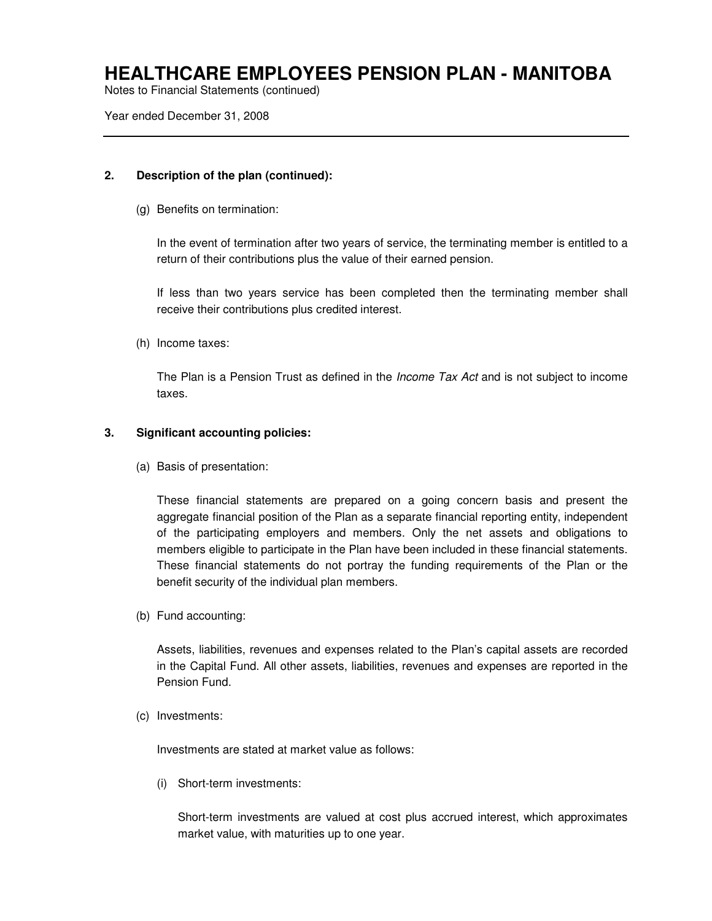## 2. Description of the plan (continued):

(g) Benefits on termination:

In the event of termination after two years of service, the terminating member is entitled to a return of their contributions plus the value of their earned pension.

If less than two years service has been completed then the terminating member shall receive their contributions plus credited interest.

(h) Income taxes:

The Plan is a Pension Trust as defined in the *Income Tax Act* and is not subject to income taxes.

## 3. Significant accounting policies:

(a) Basis of presentation:

These financial statements are prepared on a going concern basis and present the aggregate financial position of the Plan as a separate financial reporting entity, independent of the participating employers and members. Only the net assets and obligations to members eligible to participate in the Plan have been included in these financial statements. These financial statements do not portray the funding requirements of the Plan or the benefit security of the individual plan members.

(b) Fund accounting:

Assets, liabilities, revenues and expenses related to the Plan's capital assets are recorded in the Capital Fund. All other assets, liabilities, revenues and expenses are reported in the Pension Fund.

(c) Investments:

Investments are stated at market value as follows:

(i) Short-term investments:

Short-term investments are valued at cost plus accrued interest, which approximates market value, with maturities up to one year.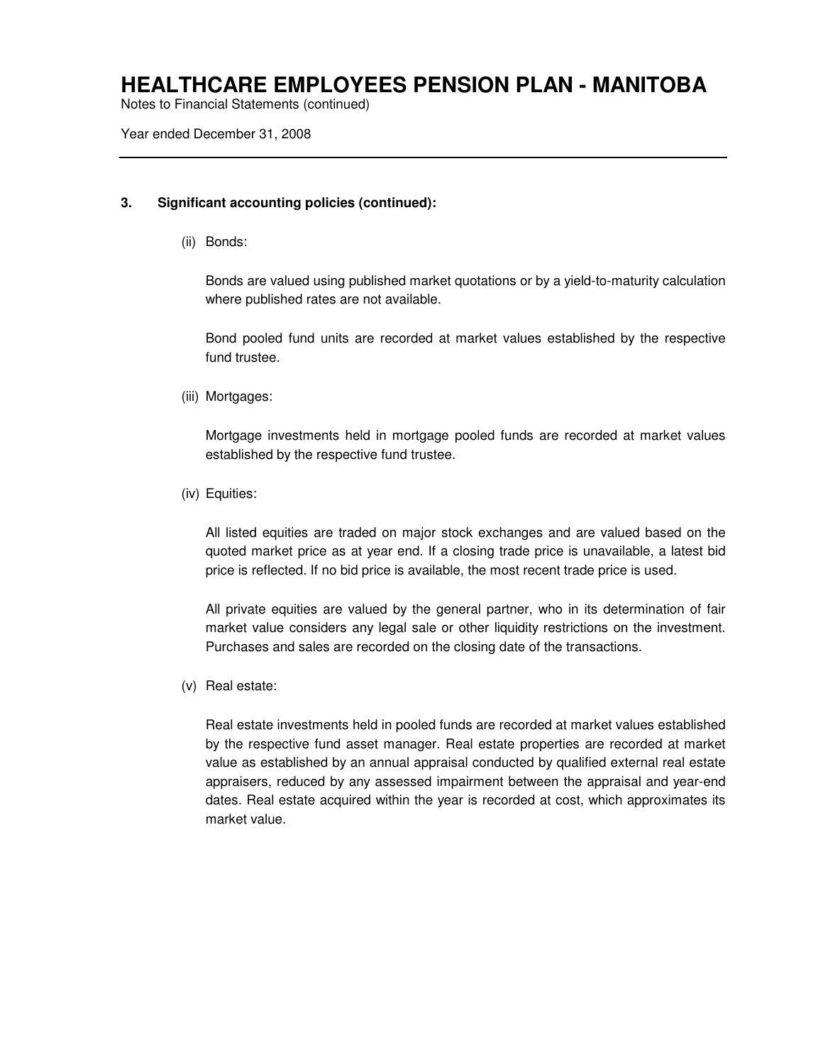### 3. Significant accounting policies (continued):

(ii) Bonds:

Bonds are valued using published market quotations or by a yield-to-maturity calculation where published rates are not available.

Bond pooled fund units are recorded at market values established by the respective fund trustee.

(iii) Mortgages:

Mortgage investments held in mortgage pooled funds are recorded at market values established by the respective fund trustee.

(iv) Equities:

All listed equities are traded on major stock exchanges and are valued based on the quoted market price as at year end. If a closing trade price is unavailable, a latest bid price is reflected. If no bid price is available, the most recent trade price is used.

All private equities are valued by the general partner, who in its determination of fair market value considers any legal sale or other liquidity restrictions on the investment. Purchases and sales are recorded on the closing date of the transactions.

(v) Real estate:

Real estate investments held in pooled funds are recorded at market values established by the respective fund asset manager. Real estate properties are recorded at market value as established by an annual appraisal conducted by qualified external real estate appraisers, reduced by any assessed impairment between the appraisal and year-end dates. Real estate acquired within the year is recorded at cost, which approximates its market value.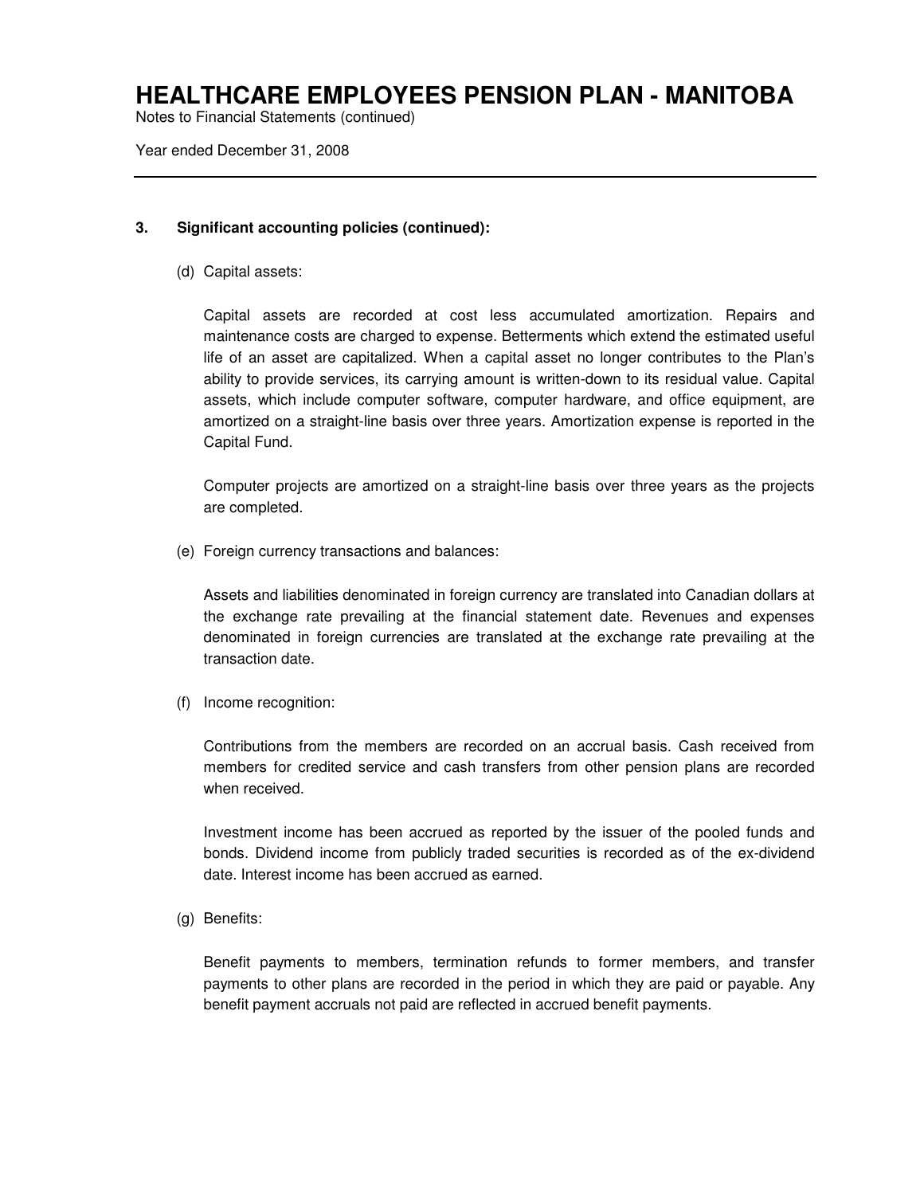### 3. Significant accounting policies (continued):

(d) Capital assets:

Capital assets are recorded at cost less accumulated amortization. Repairs and maintenance costs are charged to expense. Betterments which extend the estimated useful life of an asset are capitalized. When a capital asset no longer contributes to the Plan's ability to provide services, its carrying amount is written-down to its residual value. Capital assets, which include computer software, computer hardware, and office equipment, are amortized on a straight-line basis over three years. Amortization expense is reported in the Capital Fund.

Computer projects are amortized on a straight-line basis over three years as the projects are completed.

(e) Foreign currency transactions and balances:

Assets and liabilities denominated in foreign currency are translated into Canadian dollars at the exchange rate prevailing at the financial statement date. Revenues and expenses denominated in foreign currencies are translated at the exchange rate prevailing at the transaction date.

(f) Income recognition:

Contributions from the members are recorded on an accrual basis. Cash received from members for credited service and cash transfers from other pension plans are recorded when received.

Investment income has been accrued as reported by the issuer of the pooled funds and bonds. Dividend income from publicly traded securities is recorded as of the ex-dividend date. Interest income has been accrued as earned.

(g) Benefits:

Benefit payments to members, termination refunds to former members, and transfer payments to other plans are recorded in the period in which they are paid or payable. Any benefit payment accruals not paid are reflected in accrued benefit payments.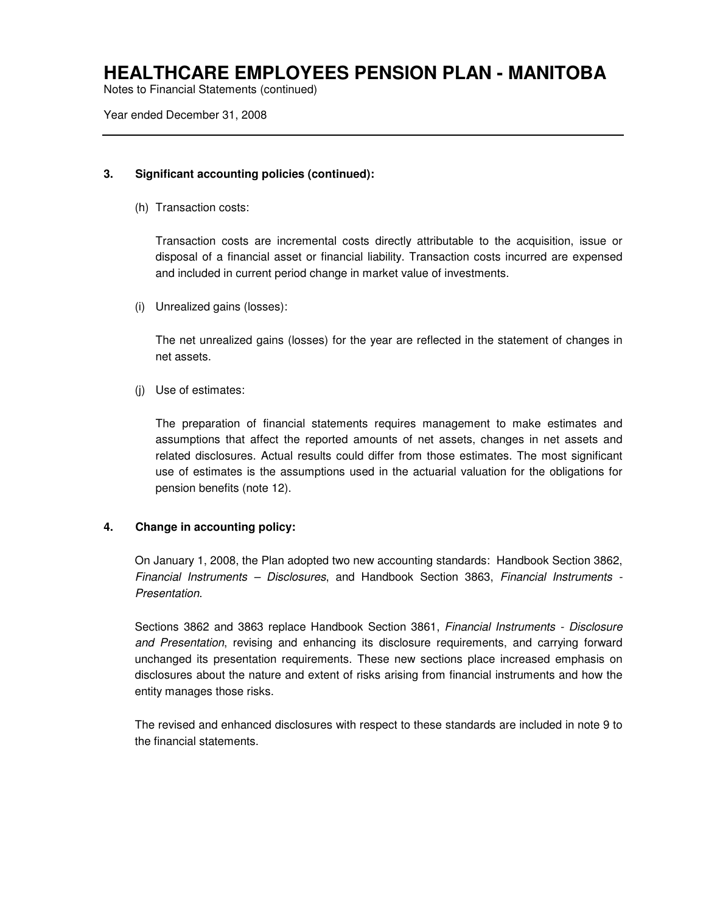### 3. Significant accounting policies (continued):

(h) Transaction costs:

Transaction costs are incremental costs directly attributable to the acquisition, issue or disposal of a financial asset or financial liability. Transaction costs incurred are expensed and included in current period change in market value of investments.

(i) Unrealized gains (losses):

The net unrealized gains (losses) for the year are reflected in the statement of changes in net assets.

(j) Use of estimates:

The preparation of financial statements requires management to make estimates and assumptions that affect the reported amounts of net assets, changes in net assets and related disclosures. Actual results could differ from those estimates. The most significant use of estimates is the assumptions used in the actuarial valuation for the obligations for pension benefits (note 12).

### 4. Change in accounting policy:

On January 1, 2008, the Plan adopted two new accounting standards: Handbook Section 3862, *Financial Instruments – Disclosures*, and Handbook Section 3863, *Financial Instruments - Presentation*.

Sections 3862 and 3863 replace Handbook Section 3861, *Financial Instruments - Disclosure and Presentation*, revising and enhancing its disclosure requirements, and carrying forward unchanged its presentation requirements. These new sections place increased emphasis on disclosures about the nature and extent of risks arising from financial instruments and how the entity manages those risks.

The revised and enhanced disclosures with respect to these standards are included in note 9 to the financial statements.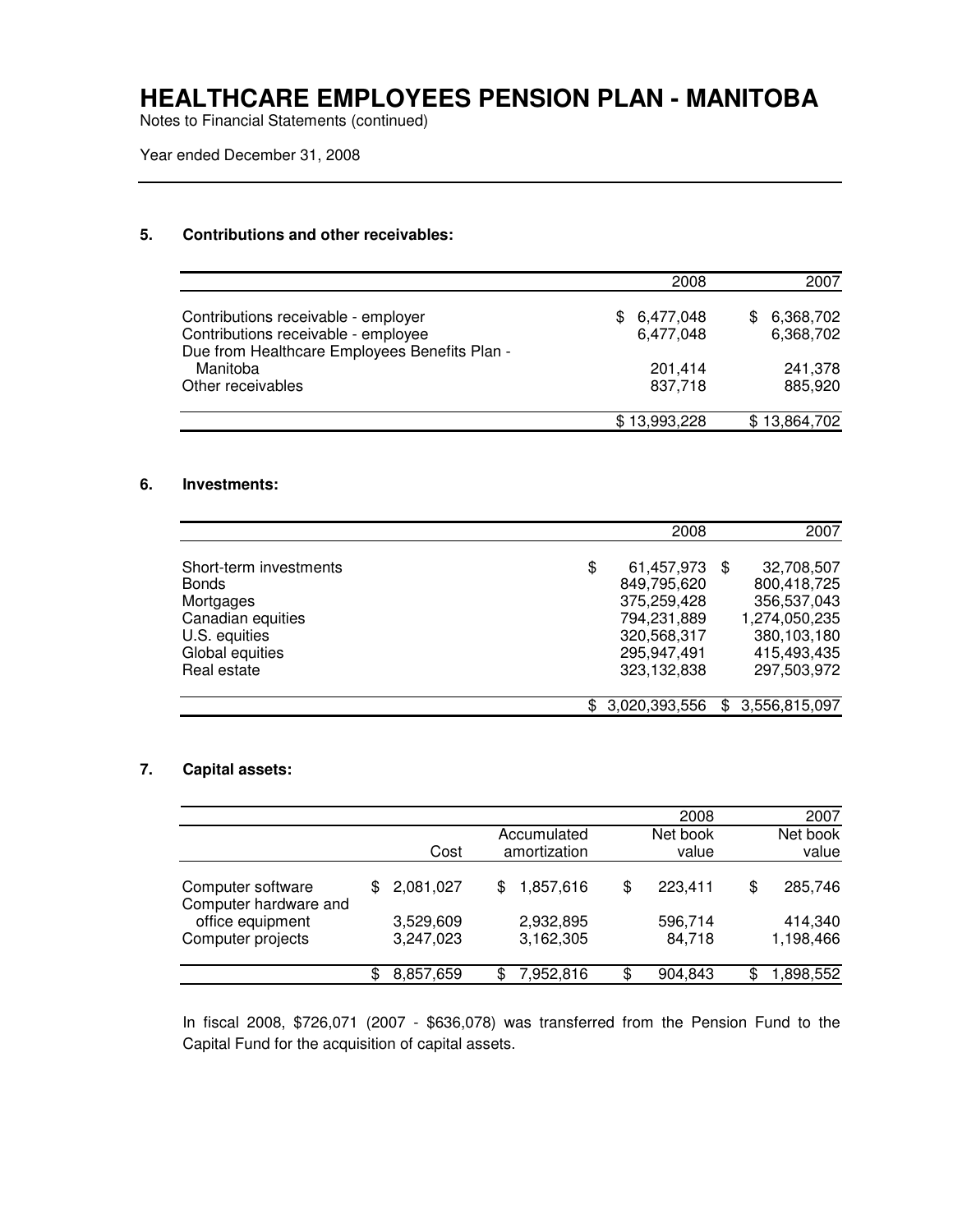# HEALTHCARE EMPLOYEES PENSION PLAN - MANITOBA

Notes to Financial Statements (continued)

Year ended December 31, 2008

## 5. Contributions and other receivables:

| | 2008 | 2007 |
|---|---|---|
| Contributions receivable - employer | $ 6,477,048 | $ 6,368,702 |
| Contributions receivable - employee | 6,477,048 | 6,368,702 |
| Due from Healthcare Employees Benefits Plan - Manitoba | 201,414 | 241,378 |
| Other receivables | 837,718 | 885,920 |
| | $ 13,993,228 | $ 13,864,702 |

## 6. Investments:

| | 2008 | 2007 |
|---|---|---|
| Short-term investments | $ 61,457,973 | $ 32,708,507 |
| Bonds | 849,795,620 | 800,418,725 |
| Mortgages | 375,259,428 | 356,537,043 |
| Canadian equities | 794,231,889 | 1,274,050,235 |
| U.S. equities | 320,568,317 | 380,103,180 |
| Global equities | 295,947,491 | 415,493,435 |
| Real estate | 323,132,838 | 297,503,972 |
| | $ 3,020,393,556 | $ 3,556,815,097 |

## 7. Capital assets:

| | | | 2008 | 2007 |
|---|---|---|---|---|
| | Cost | Accumulated amortization | Net book value | Net book value |
| Computer software | $ 2,081,027 | $ 1,857,616 | $ 223,411 | $ 285,746 |
| Computer hardware and office equipment | 3,529,609 | 2,932,895 | 596,714 | 414,340 |
| Computer projects | 3,247,023 | 3,162,305 | 84,718 | 1,198,466 |
| | $ 8,857,659 | $ 7,952,816 | $ 904,843 | $ 1,898,552 |

In fiscal 2008, $726,071 (2007 - $636,078) was transferred from the Pension Fund to the Capital Fund for the acquisition of capital assets.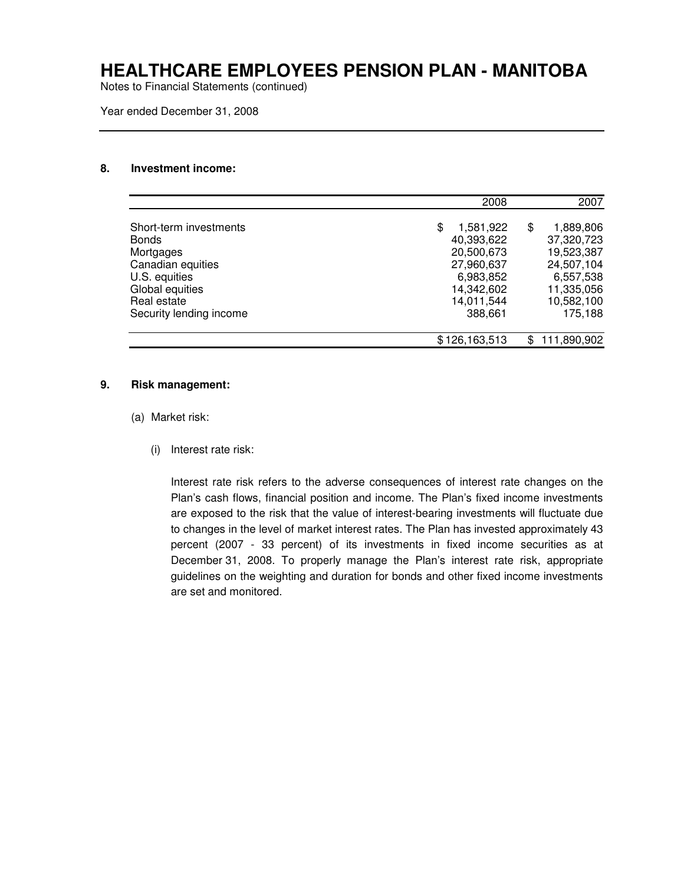## 8. Investment income:

| | 2008 | 2007 |
|---|---:|---:|
| Short-term investments | $ 1,581,922 | $ 1,889,806 |
| Bonds | 40,393,622 | 37,320,723 |
| Mortgages | 20,500,673 | 19,523,387 |
| Canadian equities | 27,960,637 | 24,507,104 |
| U.S. equities | 6,983,852 | 6,557,538 |
| Global equities | 14,342,602 | 11,335,056 |
| Real estate | 14,011,544 | 10,582,100 |
| Security lending income | 388,661 | 175,188 |
| | $ 126,163,513 | $ 111,890,902 |

## 9. Risk management:

(a) Market risk:

(i) Interest rate risk:

Interest rate risk refers to the adverse consequences of interest rate changes on the Plan's cash flows, financial position and income. The Plan's fixed income investments are exposed to the risk that the value of interest-bearing investments will fluctuate due to changes in the level of market interest rates. The Plan has invested approximately 43 percent (2007 - 33 percent) of its investments in fixed income securities as at December 31, 2008. To properly manage the Plan's interest rate risk, appropriate guidelines on the weighting and duration for bonds and other fixed income investments are set and monitored.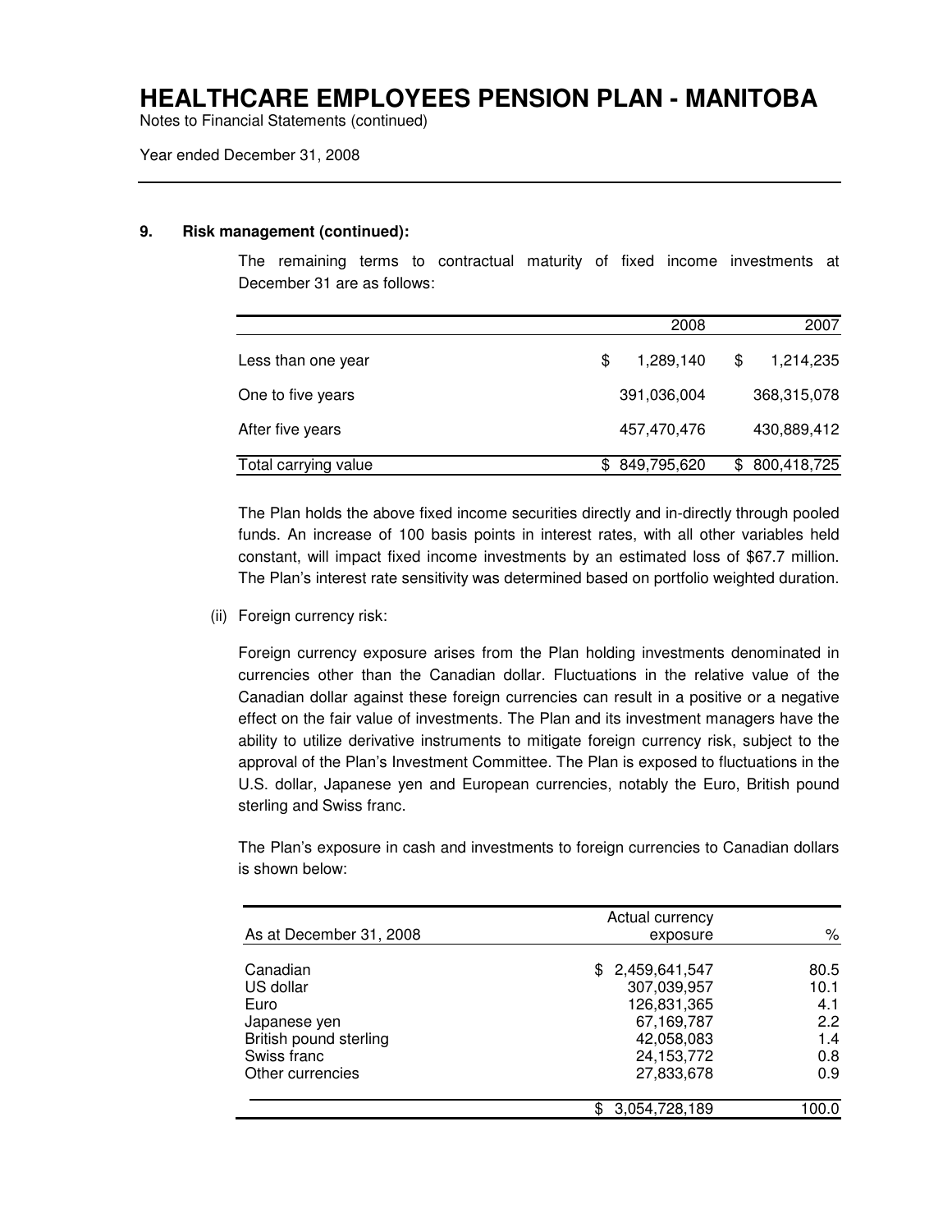# HEALTHCARE EMPLOYEES PENSION PLAN - MANITOBA

Notes to Financial Statements (continued)

Year ended December 31, 2008

## 9. Risk management (continued):

The remaining terms to contractual maturity of fixed income investments at December 31 are as follows:

| | 2008 | 2007 |
|---|---|---|
| Less than one year | $ 1,289,140 | $ 1,214,235 |
| One to five years | 391,036,004 | 368,315,078 |
| After five years | 457,470,476 | 430,889,412 |
| Total carrying value | $ 849,795,620 | $ 800,418,725 |

The Plan holds the above fixed income securities directly and in-directly through pooled funds. An increase of 100 basis points in interest rates, with all other variables held constant, will impact fixed income investments by an estimated loss of $67.7 million. The Plan's interest rate sensitivity was determined based on portfolio weighted duration.

(ii) Foreign currency risk:

Foreign currency exposure arises from the Plan holding investments denominated in currencies other than the Canadian dollar. Fluctuations in the relative value of the Canadian dollar against these foreign currencies can result in a positive or a negative effect on the fair value of investments. The Plan and its investment managers have the ability to utilize derivative instruments to mitigate foreign currency risk, subject to the approval of the Plan's Investment Committee. The Plan is exposed to fluctuations in the U.S. dollar, Japanese yen and European currencies, notably the Euro, British pound sterling and Swiss franc.

The Plan's exposure in cash and investments to foreign currencies to Canadian dollars is shown below:

| As at December 31, 2008 | Actual currency exposure | % |
|---|---|---|
| Canadian | $ 2,459,641,547 | 80.5 |
| US dollar | 307,039,957 | 10.1 |
| Euro | 126,831,365 | 4.1 |
| Japanese yen | 67,169,787 | 2.2 |
| British pound sterling | 42,058,083 | 1.4 |
| Swiss franc | 24,153,772 | 0.8 |
| Other currencies | 27,833,678 | 0.9 |
| | $ 3,054,728,189 | 100.0 |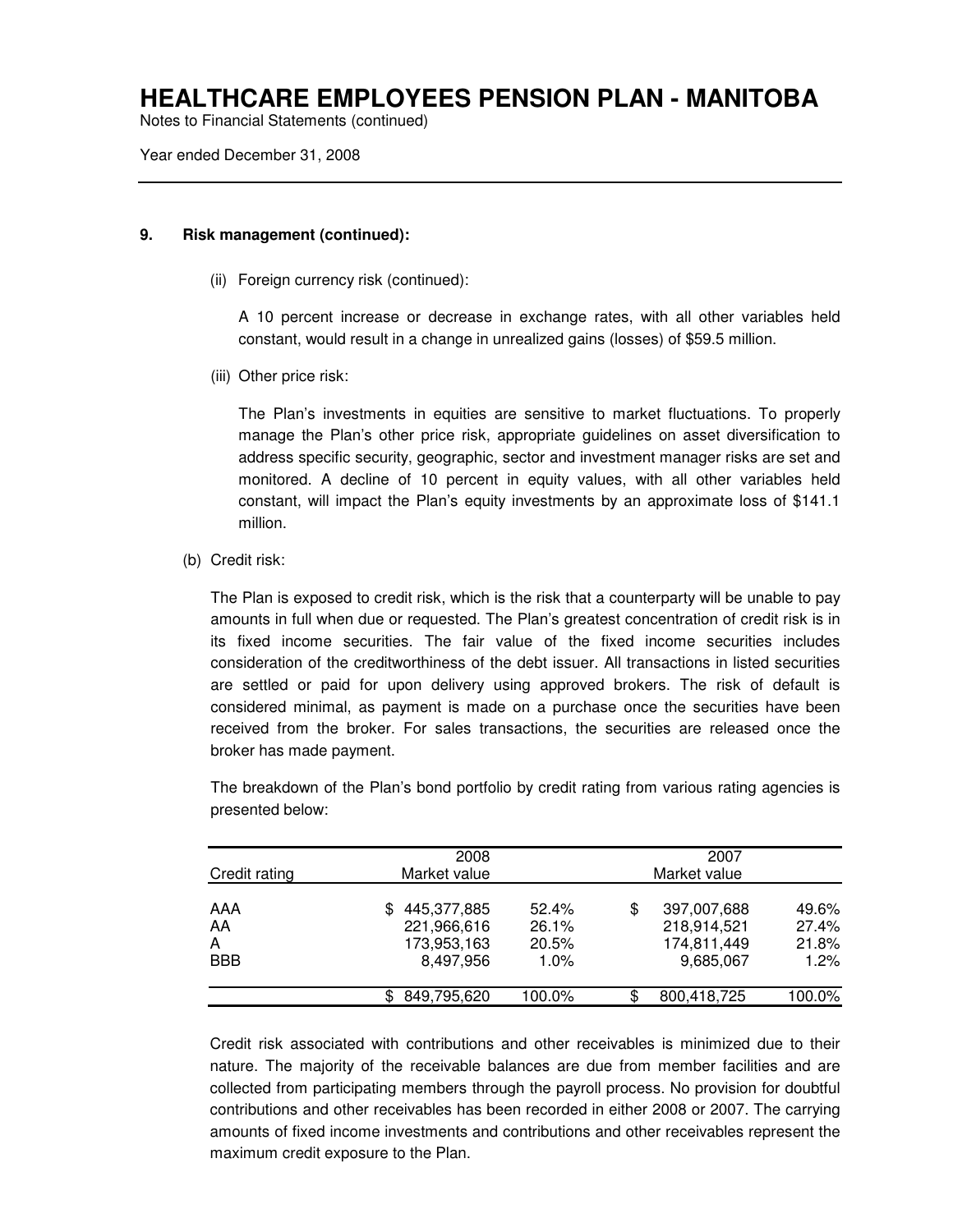# HEALTHCARE EMPLOYEES PENSION PLAN - MANITOBA

Notes to Financial Statements (continued)

Year ended December 31, 2008

**9. Risk management (continued):**

(ii) Foreign currency risk (continued):

A 10 percent increase or decrease in exchange rates, with all other variables held constant, would result in a change in unrealized gains (losses) of $59.5 million.

(iii) Other price risk:

The Plan's investments in equities are sensitive to market fluctuations. To properly manage the Plan's other price risk, appropriate guidelines on asset diversification to address specific security, geographic, sector and investment manager risks are set and monitored. A decline of 10 percent in equity values, with all other variables held constant, will impact the Plan's equity investments by an approximate loss of $141.1 million.

(b) Credit risk:

The Plan is exposed to credit risk, which is the risk that a counterparty will be unable to pay amounts in full when due or requested. The Plan's greatest concentration of credit risk is in its fixed income securities. The fair value of the fixed income securities includes consideration of the creditworthiness of the debt issuer. All transactions in listed securities are settled or paid for upon delivery using approved brokers. The risk of default is considered minimal, as payment is made on a purchase once the securities have been received from the broker. For sales transactions, the securities are released once the broker has made payment.

The breakdown of the Plan's bond portfolio by credit rating from various rating agencies is presented below:

| Credit rating | 2008 Market value | | 2007 Market value | |
|---|---|---|---|---|
| AAA | $ 445,377,885 | 52.4% | $ 397,007,688 | 49.6% |
| AA | 221,966,616 | 26.1% | 218,914,521 | 27.4% |
| A | 173,953,163 | 20.5% | 174,811,449 | 21.8% |
| BBB | 8,497,956 | 1.0% | 9,685,067 | 1.2% |
| | $ 849,795,620 | 100.0% | $ 800,418,725 | 100.0% |

Credit risk associated with contributions and other receivables is minimized due to their nature. The majority of the receivable balances are due from member facilities and are collected from participating members through the payroll process. No provision for doubtful contributions and other receivables has been recorded in either 2008 or 2007. The carrying amounts of fixed income investments and contributions and other receivables represent the maximum credit exposure to the Plan.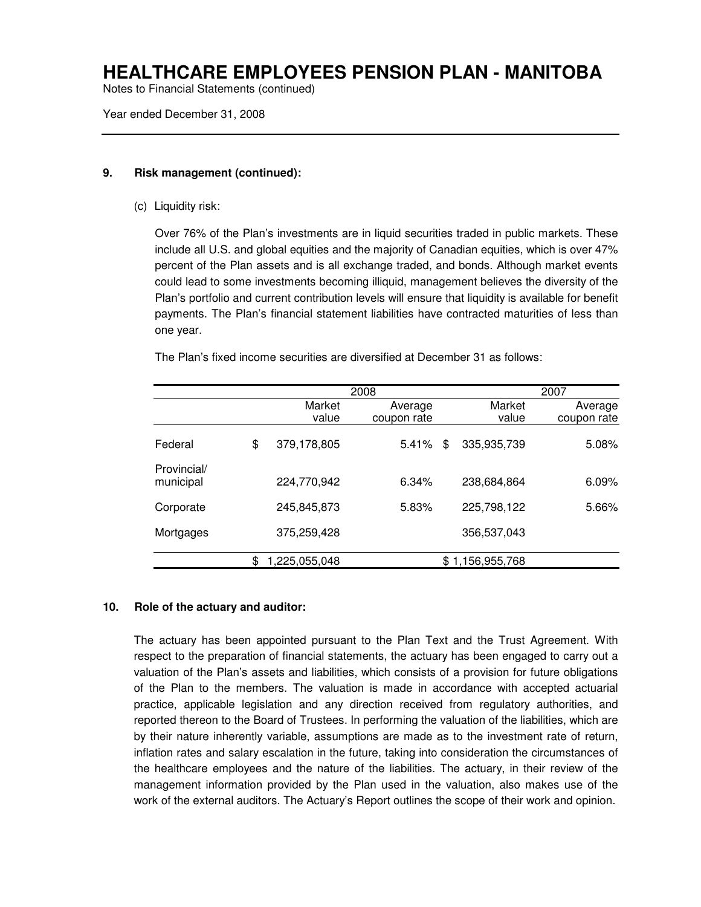# HEALTHCARE EMPLOYEES PENSION PLAN - MANITOBA

Notes to Financial Statements (continued)

Year ended December 31, 2008

**9. Risk management (continued):**

(c) Liquidity risk:

Over 76% of the Plan's investments are in liquid securities traded in public markets. These include all U.S. and global equities and the majority of Canadian equities, which is over 47% percent of the Plan assets and is all exchange traded, and bonds. Although market events could lead to some investments becoming illiquid, management believes the diversity of the Plan's portfolio and current contribution levels will ensure that liquidity is available for benefit payments. The Plan's financial statement liabilities have contracted maturities of less than one year.

The Plan's fixed income securities are diversified at December 31 as follows:

| | 2008 | | 2007 | |
|---|---|---|---|---|
| | Market value | Average coupon rate | Market value | Average coupon rate |
| Federal | $ 379,178,805 | 5.41% | $ 335,935,739 | 5.08% |
| Provincial/ municipal | 224,770,942 | 6.34% | 238,684,864 | 6.09% |
| Corporate | 245,845,873 | 5.83% | 225,798,122 | 5.66% |
| Mortgages | 375,259,428 | | 356,537,043 | |
| | $ 1,225,055,048 | | $ 1,156,955,768 | |

**10. Role of the actuary and auditor:**

The actuary has been appointed pursuant to the Plan Text and the Trust Agreement. With respect to the preparation of financial statements, the actuary has been engaged to carry out a valuation of the Plan's assets and liabilities, which consists of a provision for future obligations of the Plan to the members. The valuation is made in accordance with accepted actuarial practice, applicable legislation and any direction received from regulatory authorities, and reported thereon to the Board of Trustees. In performing the valuation of the liabilities, which are by their nature inherently variable, assumptions are made as to the investment rate of return, inflation rates and salary escalation in the future, taking into consideration the circumstances of the healthcare employees and the nature of the liabilities. The actuary, in their review of the management information provided by the Plan used in the valuation, also makes use of the work of the external auditors. The Actuary's Report outlines the scope of their work and opinion.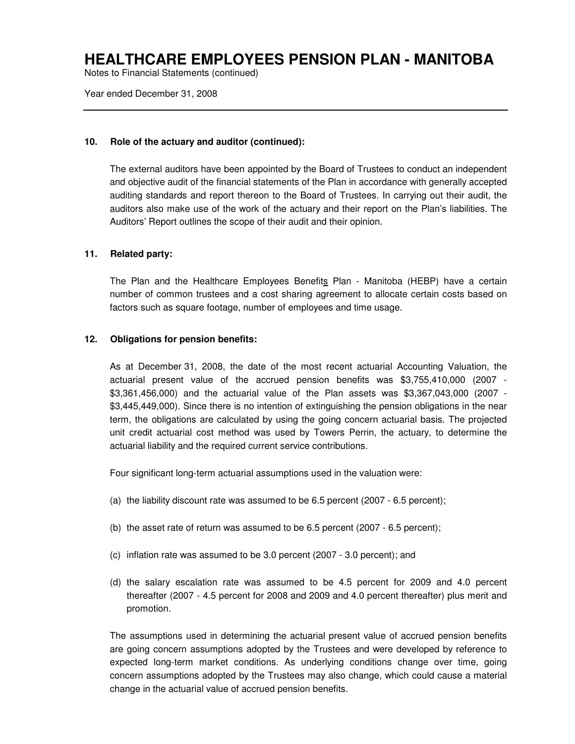# HEALTHCARE EMPLOYEES PENSION PLAN - MANITOBA

Notes to Financial Statements (continued)

Year ended December 31, 2008

---

### 10. Role of the actuary and auditor (continued):

The external auditors have been appointed by the Board of Trustees to conduct an independent and objective audit of the financial statements of the Plan in accordance with generally accepted auditing standards and report thereon to the Board of Trustees. In carrying out their audit, the auditors also make use of the work of the actuary and their report on the Plan's liabilities. The Auditors' Report outlines the scope of their audit and their opinion.

### 11. Related party:

The Plan and the Healthcare Employees Benefits Plan - Manitoba (HEBP) have a certain number of common trustees and a cost sharing agreement to allocate certain costs based on factors such as square footage, number of employees and time usage.

### 12. Obligations for pension benefits:

As at December 31, 2008, the date of the most recent actuarial Accounting Valuation, the actuarial present value of the accrued pension benefits was $3,755,410,000 (2007 - $3,361,456,000) and the actuarial value of the Plan assets was $3,367,043,000 (2007 - $3,445,449,000). Since there is no intention of extinguishing the pension obligations in the near term, the obligations are calculated by using the going concern actuarial basis. The projected unit credit actuarial cost method was used by Towers Perrin, the actuary, to determine the actuarial liability and the required current service contributions.

Four significant long-term actuarial assumptions used in the valuation were:

(a) the liability discount rate was assumed to be 6.5 percent (2007 - 6.5 percent);

(b) the asset rate of return was assumed to be 6.5 percent (2007 - 6.5 percent);

(c) inflation rate was assumed to be 3.0 percent (2007 - 3.0 percent); and

(d) the salary escalation rate was assumed to be 4.5 percent for 2009 and 4.0 percent thereafter (2007 - 4.5 percent for 2008 and 2009 and 4.0 percent thereafter) plus merit and promotion.

The assumptions used in determining the actuarial present value of accrued pension benefits are going concern assumptions adopted by the Trustees and were developed by reference to expected long-term market conditions. As underlying conditions change over time, going concern assumptions adopted by the Trustees may also change, which could cause a material change in the actuarial value of accrued pension benefits.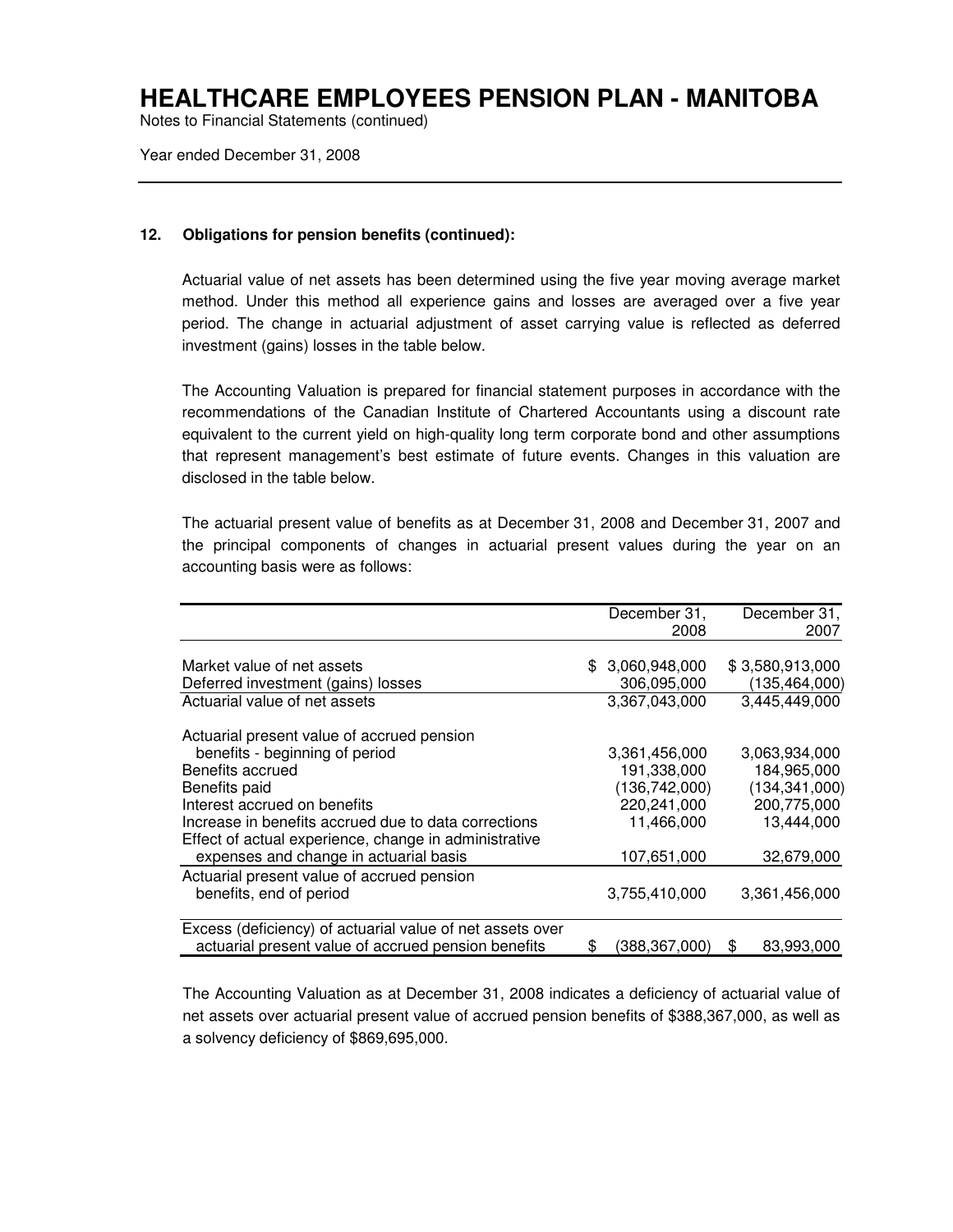# HEALTHCARE EMPLOYEES PENSION PLAN - MANITOBA

Notes to Financial Statements (continued)

Year ended December 31, 2008

## 12. Obligations for pension benefits (continued):

Actuarial value of net assets has been determined using the five year moving average market method. Under this method all experience gains and losses are averaged over a five year period. The change in actuarial adjustment of asset carrying value is reflected as deferred investment (gains) losses in the table below.

The Accounting Valuation is prepared for financial statement purposes in accordance with the recommendations of the Canadian Institute of Chartered Accountants using a discount rate equivalent to the current yield on high-quality long term corporate bond and other assumptions that represent management's best estimate of future events. Changes in this valuation are disclosed in the table below.

The actuarial present value of benefits as at December 31, 2008 and December 31, 2007 and the principal components of changes in actuarial present values during the year on an accounting basis were as follows:

| | December 31, 2008 | December 31, 2007 |
|---|---|---|
| Market value of net assets | $ 3,060,948,000 | $ 3,580,913,000 |
| Deferred investment (gains) losses | 306,095,000 | (135,464,000) |
| Actuarial value of net assets | 3,367,043,000 | 3,445,449,000 |
| Actuarial present value of accrued pension benefits - beginning of period | 3,361,456,000 | 3,063,934,000 |
| Benefits accrued | 191,338,000 | 184,965,000 |
| Benefits paid | (136,742,000) | (134,341,000) |
| Interest accrued on benefits | 220,241,000 | 200,775,000 |
| Increase in benefits accrued due to data corrections | 11,466,000 | 13,444,000 |
| Effect of actual experience, change in administrative expenses and change in actuarial basis | 107,651,000 | 32,679,000 |
| Actuarial present value of accrued pension benefits, end of period | 3,755,410,000 | 3,361,456,000 |
| Excess (deficiency) of actuarial value of net assets over actuarial present value of accrued pension benefits | $ (388,367,000) | $ 83,993,000 |

The Accounting Valuation as at December 31, 2008 indicates a deficiency of actuarial value of net assets over actuarial present value of accrued pension benefits of $388,367,000, as well as a solvency deficiency of $869,695,000.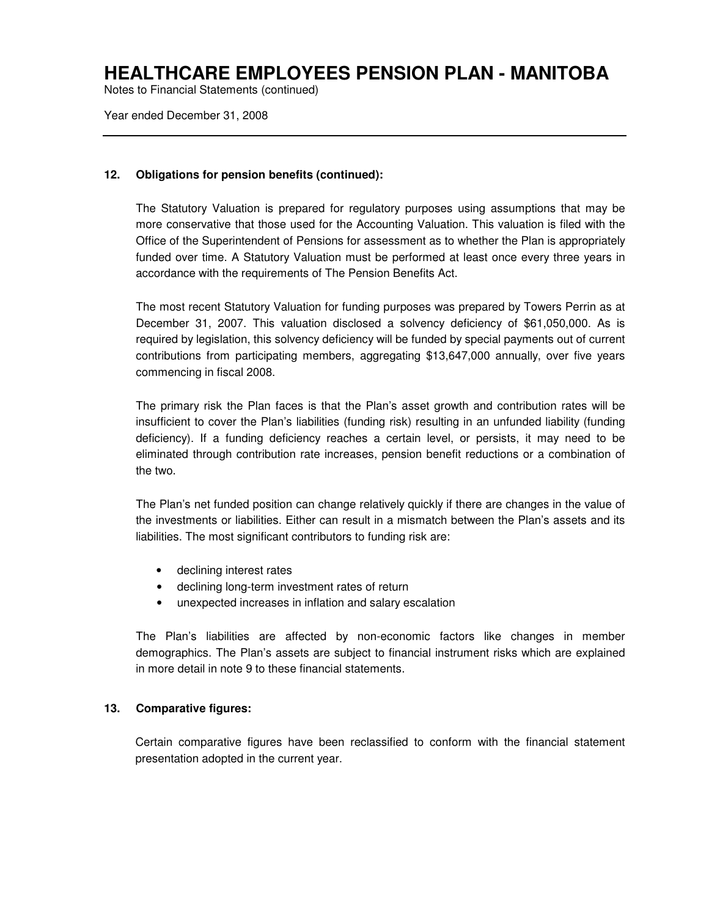# HEALTHCARE EMPLOYEES PENSION PLAN - MANITOBA

Notes to Financial Statements (continued)

Year ended December 31, 2008

## 12. Obligations for pension benefits (continued):

The Statutory Valuation is prepared for regulatory purposes using assumptions that may be more conservative that those used for the Accounting Valuation. This valuation is filed with the Office of the Superintendent of Pensions for assessment as to whether the Plan is appropriately funded over time. A Statutory Valuation must be performed at least once every three years in accordance with the requirements of The Pension Benefits Act.

The most recent Statutory Valuation for funding purposes was prepared by Towers Perrin as at December 31, 2007. This valuation disclosed a solvency deficiency of $61,050,000. As is required by legislation, this solvency deficiency will be funded by special payments out of current contributions from participating members, aggregating $13,647,000 annually, over five years commencing in fiscal 2008.

The primary risk the Plan faces is that the Plan's asset growth and contribution rates will be insufficient to cover the Plan's liabilities (funding risk) resulting in an unfunded liability (funding deficiency). If a funding deficiency reaches a certain level, or persists, it may need to be eliminated through contribution rate increases, pension benefit reductions or a combination of the two.

The Plan's net funded position can change relatively quickly if there are changes in the value of the investments or liabilities. Either can result in a mismatch between the Plan's assets and its liabilities. The most significant contributors to funding risk are:

- declining interest rates
- declining long-term investment rates of return
- unexpected increases in inflation and salary escalation

The Plan's liabilities are affected by non-economic factors like changes in member demographics. The Plan's assets are subject to financial instrument risks which are explained in more detail in note 9 to these financial statements.

## 13. Comparative figures:

Certain comparative figures have been reclassified to conform with the financial statement presentation adopted in the current year.